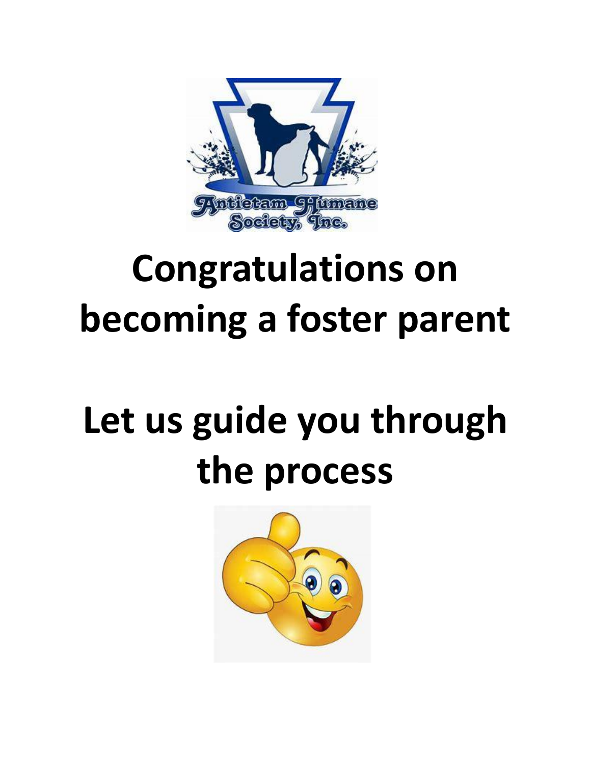# Congratulations on becoming a foster parent

# Let us guide you through the process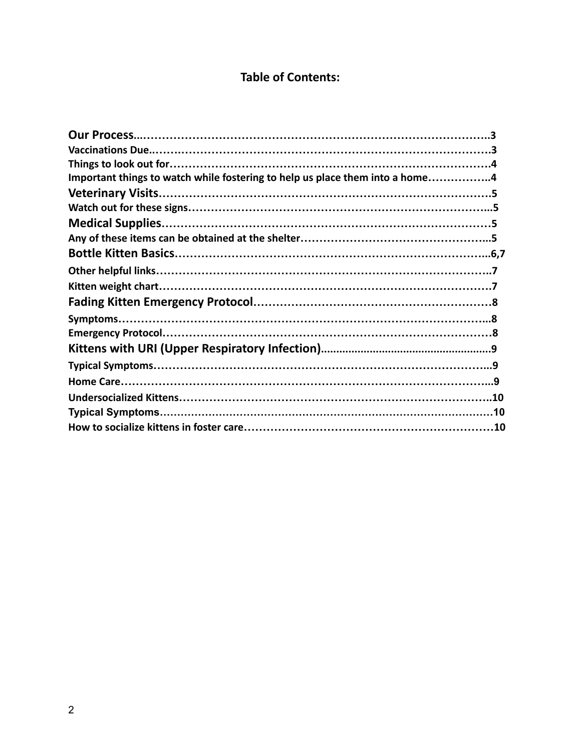# Table of Contents:

**Our Process**…………………………………………………………………………3
**Vaccinations Due**……………………………………………………………………3
**Things to look out for**………………………………………………………………4
**Important things to watch while fostering to help us place them into a home**……………4
**Veterinary Visits**………………………………………………………………………5
**Watch out for these signs**……………………………………………………………5
**Medical Supplies**………………………………………………………………………5
**Any of these items can be obtained at the shelter**…………………………………5
**Bottle Kitten Basics**……………………………………………………………………6,7
**Other helpful links**……………………………………………………………………7
**Kitten weight chart**……………………………………………………………………7
**Fading Kitten Emergency Protocol**…………………………………………………8
**Symptoms**………………………………………………………………………………8
**Emergency Protocol**……………………………………………………………………8
**Kittens with URI (Upper Respiratory Infection)**……………………………………9
**Typical Symptoms**……………………………………………………………………9
**Home Care**………………………………………………………………………………9
**Undersocialized Kittens**………………………………………………………………10
**Typical Symptoms**……………………………………………………………………10
**How to socialize kittens in foster care**……………………………………………10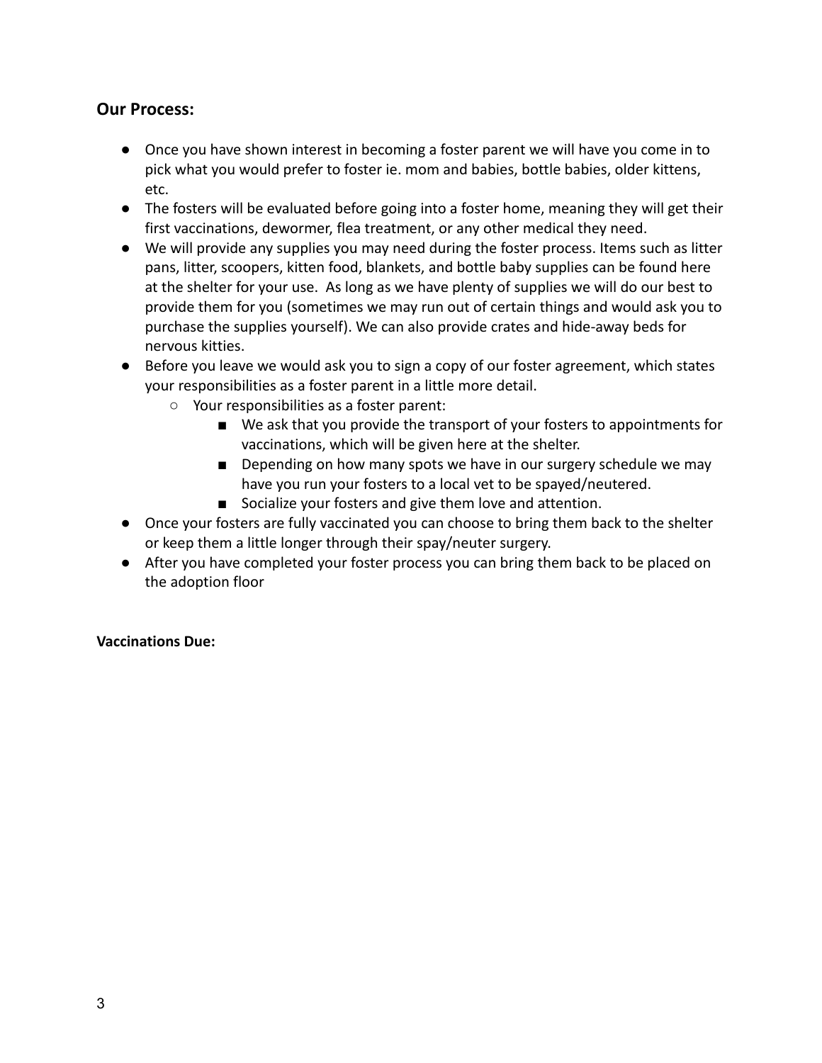## Our Process:

- Once you have shown interest in becoming a foster parent we will have you come in to pick what you would prefer to foster ie. mom and babies, bottle babies, older kittens, etc.
- The fosters will be evaluated before going into a foster home, meaning they will get their first vaccinations, dewormer, flea treatment, or any other medical they need.
- We will provide any supplies you may need during the foster process. Items such as litter pans, litter, scoopers, kitten food, blankets, and bottle baby supplies can be found here at the shelter for your use. As long as we have plenty of supplies we will do our best to provide them for you (sometimes we may run out of certain things and would ask you to purchase the supplies yourself). We can also provide crates and hide-away beds for nervous kitties.
- Before you leave we would ask you to sign a copy of our foster agreement, which states your responsibilities as a foster parent in a little more detail.
    - Your responsibilities as a foster parent:
        - We ask that you provide the transport of your fosters to appointments for vaccinations, which will be given here at the shelter.
        - Depending on how many spots we have in our surgery schedule we may have you run your fosters to a local vet to be spayed/neutered.
        - Socialize your fosters and give them love and attention.
- Once your fosters are fully vaccinated you can choose to bring them back to the shelter or keep them a little longer through their spay/neuter surgery.
- After you have completed your foster process you can bring them back to be placed on the adoption floor

**Vaccinations Due:**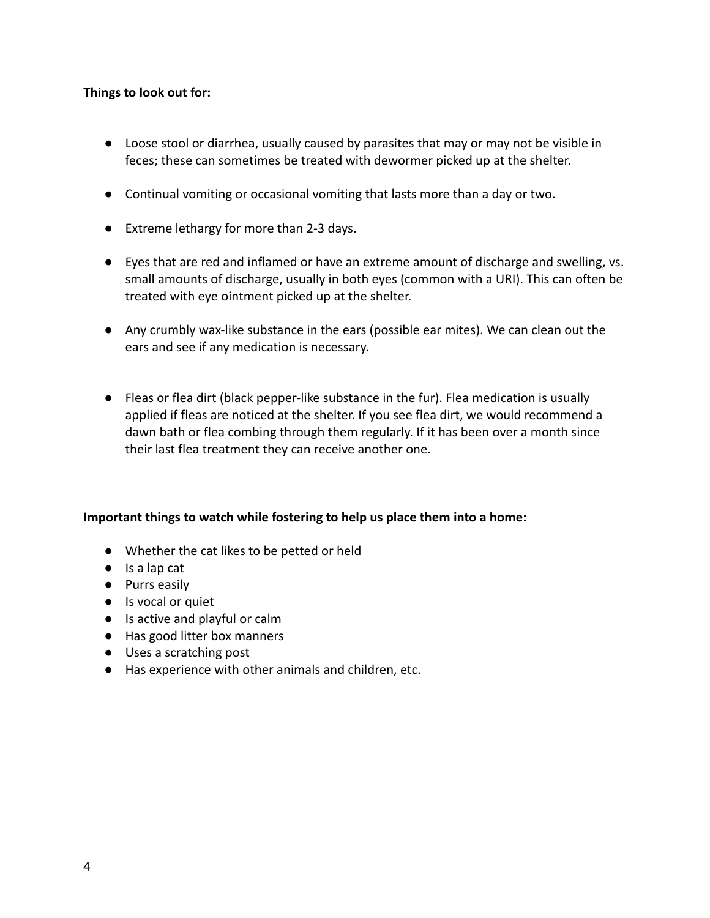**Things to look out for:**

- Loose stool or diarrhea, usually caused by parasites that may or may not be visible in feces; these can sometimes be treated with dewormer picked up at the shelter.

- Continual vomiting or occasional vomiting that lasts more than a day or two.

- Extreme lethargy for more than 2-3 days.

- Eyes that are red and inflamed or have an extreme amount of discharge and swelling, vs. small amounts of discharge, usually in both eyes (common with a URI). This can often be treated with eye ointment picked up at the shelter.

- Any crumbly wax-like substance in the ears (possible ear mites). We can clean out the ears and see if any medication is necessary.

- Fleas or flea dirt (black pepper-like substance in the fur). Flea medication is usually applied if fleas are noticed at the shelter. If you see flea dirt, we would recommend a dawn bath or flea combing through them regularly. If it has been over a month since their last flea treatment they can receive another one.

**Important things to watch while fostering to help us place them into a home:**

- Whether the cat likes to be petted or held
- Is a lap cat
- Purrs easily
- Is vocal or quiet
- Is active and playful or calm
- Has good litter box manners
- Uses a scratching post
- Has experience with other animals and children, etc.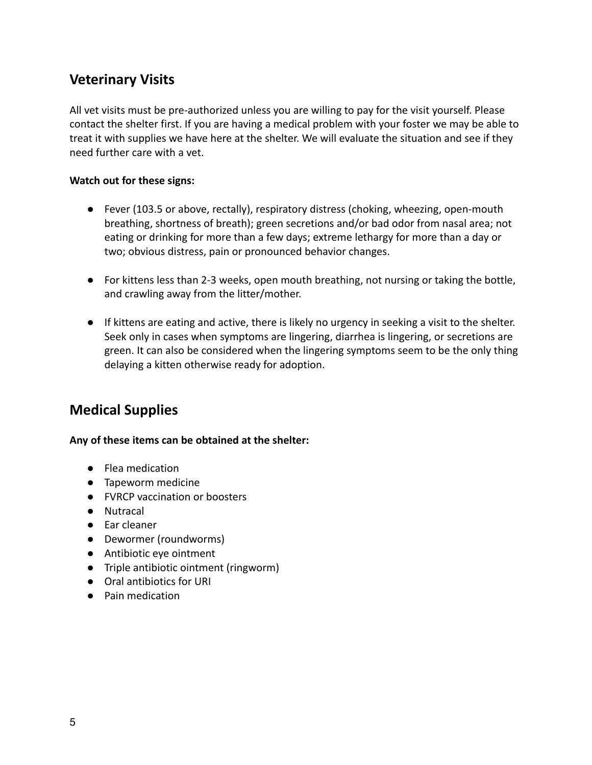## Veterinary Visits

All vet visits must be pre-authorized unless you are willing to pay for the visit yourself. Please contact the shelter first. If you are having a medical problem with your foster we may be able to treat it with supplies we have here at the shelter. We will evaluate the situation and see if they need further care with a vet.

**Watch out for these signs:**

- Fever (103.5 or above, rectally), respiratory distress (choking, wheezing, open-mouth breathing, shortness of breath); green secretions and/or bad odor from nasal area; not eating or drinking for more than a few days; extreme lethargy for more than a day or two; obvious distress, pain or pronounced behavior changes.

- For kittens less than 2-3 weeks, open mouth breathing, not nursing or taking the bottle, and crawling away from the litter/mother.

- If kittens are eating and active, there is likely no urgency in seeking a visit to the shelter. Seek only in cases when symptoms are lingering, diarrhea is lingering, or secretions are green. It can also be considered when the lingering symptoms seem to be the only thing delaying a kitten otherwise ready for adoption.

## Medical Supplies

**Any of these items can be obtained at the shelter:**

- Flea medication
- Tapeworm medicine
- FVRCP vaccination or boosters
- Nutracal
- Ear cleaner
- Dewormer (roundworms)
- Antibiotic eye ointment
- Triple antibiotic ointment (ringworm)
- Oral antibiotics for URI
- Pain medication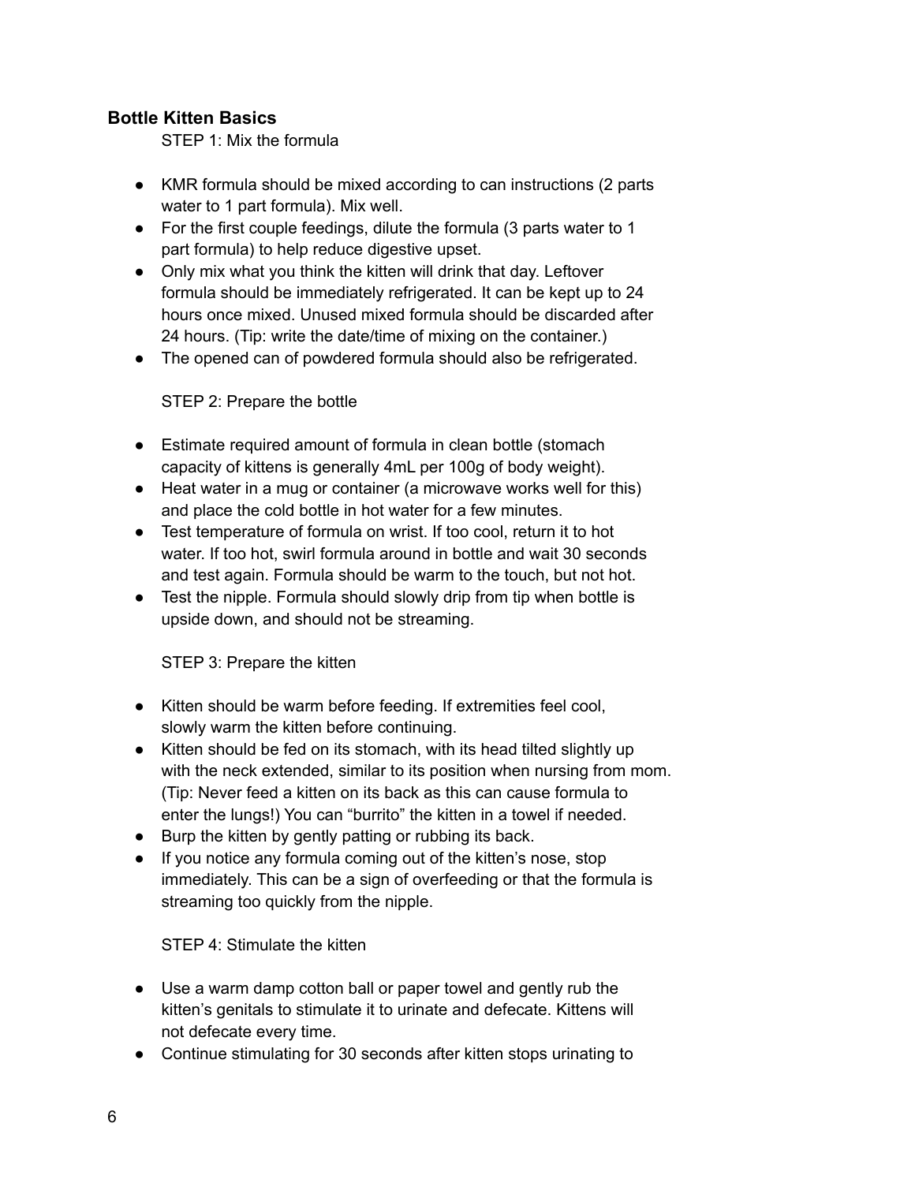**Bottle Kitten Basics**

STEP 1: Mix the formula

- KMR formula should be mixed according to can instructions (2 parts water to 1 part formula). Mix well.
- For the first couple feedings, dilute the formula (3 parts water to 1 part formula) to help reduce digestive upset.
- Only mix what you think the kitten will drink that day. Leftover formula should be immediately refrigerated. It can be kept up to 24 hours once mixed. Unused mixed formula should be discarded after 24 hours. (Tip: write the date/time of mixing on the container.)
- The opened can of powdered formula should also be refrigerated.

STEP 2: Prepare the bottle

- Estimate required amount of formula in clean bottle (stomach capacity of kittens is generally 4mL per 100g of body weight).
- Heat water in a mug or container (a microwave works well for this) and place the cold bottle in hot water for a few minutes.
- Test temperature of formula on wrist. If too cool, return it to hot water. If too hot, swirl formula around in bottle and wait 30 seconds and test again. Formula should be warm to the touch, but not hot.
- Test the nipple. Formula should slowly drip from tip when bottle is upside down, and should not be streaming.

STEP 3: Prepare the kitten

- Kitten should be warm before feeding. If extremities feel cool, slowly warm the kitten before continuing.
- Kitten should be fed on its stomach, with its head tilted slightly up with the neck extended, similar to its position when nursing from mom. (Tip: Never feed a kitten on its back as this can cause formula to enter the lungs!) You can "burrito" the kitten in a towel if needed.
- Burp the kitten by gently patting or rubbing its back.
- If you notice any formula coming out of the kitten's nose, stop immediately. This can be a sign of overfeeding or that the formula is streaming too quickly from the nipple.

STEP 4: Stimulate the kitten

- Use a warm damp cotton ball or paper towel and gently rub the kitten's genitals to stimulate it to urinate and defecate. Kittens will not defecate every time.
- Continue stimulating for 30 seconds after kitten stops urinating to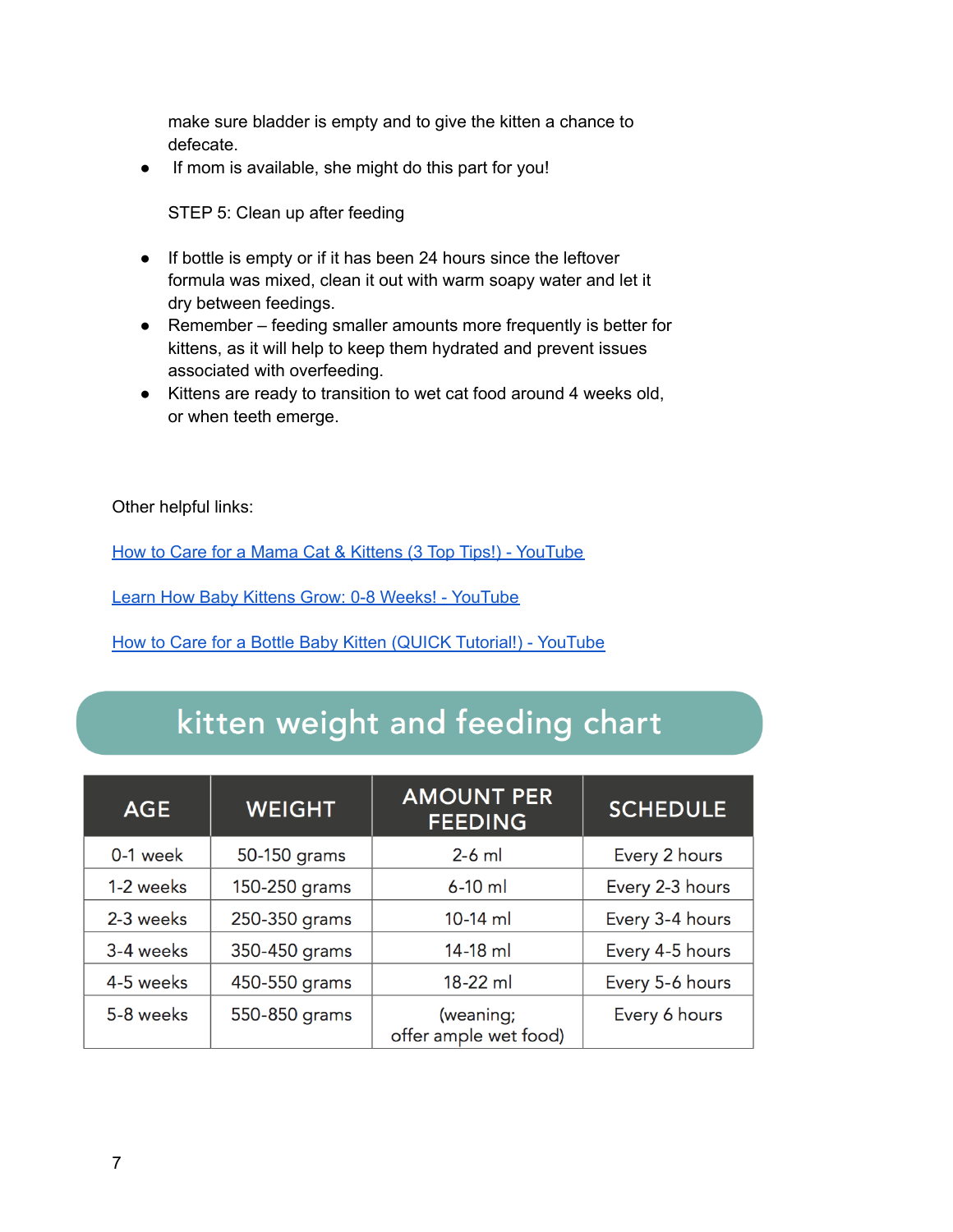make sure bladder is empty and to give the kitten a chance to defecate.

- If mom is available, she might do this part for you!

STEP 5: Clean up after feeding

- If bottle is empty or if it has been 24 hours since the leftover formula was mixed, clean it out with warm soapy water and let it dry between feedings.
- Remember – feeding smaller amounts more frequently is better for kittens, as it will help to keep them hydrated and prevent issues associated with overfeeding.
- Kittens are ready to transition to wet cat food around 4 weeks old, or when teeth emerge.

Other helpful links:

[How to Care for a Mama Cat & Kittens (3 Top Tips!) - YouTube]

[Learn How Baby Kittens Grow: 0-8 Weeks! - YouTube]

[How to Care for a Bottle Baby Kitten (QUICK Tutorial!) - YouTube]

## kitten weight and feeding chart

| AGE | WEIGHT | AMOUNT PER FEEDING | SCHEDULE |
|---|---|---|---|
| 0-1 week | 50-150 grams | 2-6 ml | Every 2 hours |
| 1-2 weeks | 150-250 grams | 6-10 ml | Every 2-3 hours |
| 2-3 weeks | 250-350 grams | 10-14 ml | Every 3-4 hours |
| 3-4 weeks | 350-450 grams | 14-18 ml | Every 4-5 hours |
| 4-5 weeks | 450-550 grams | 18-22 ml | Every 5-6 hours |
| 5-8 weeks | 550-850 grams | (weaning; offer ample wet food) | Every 6 hours |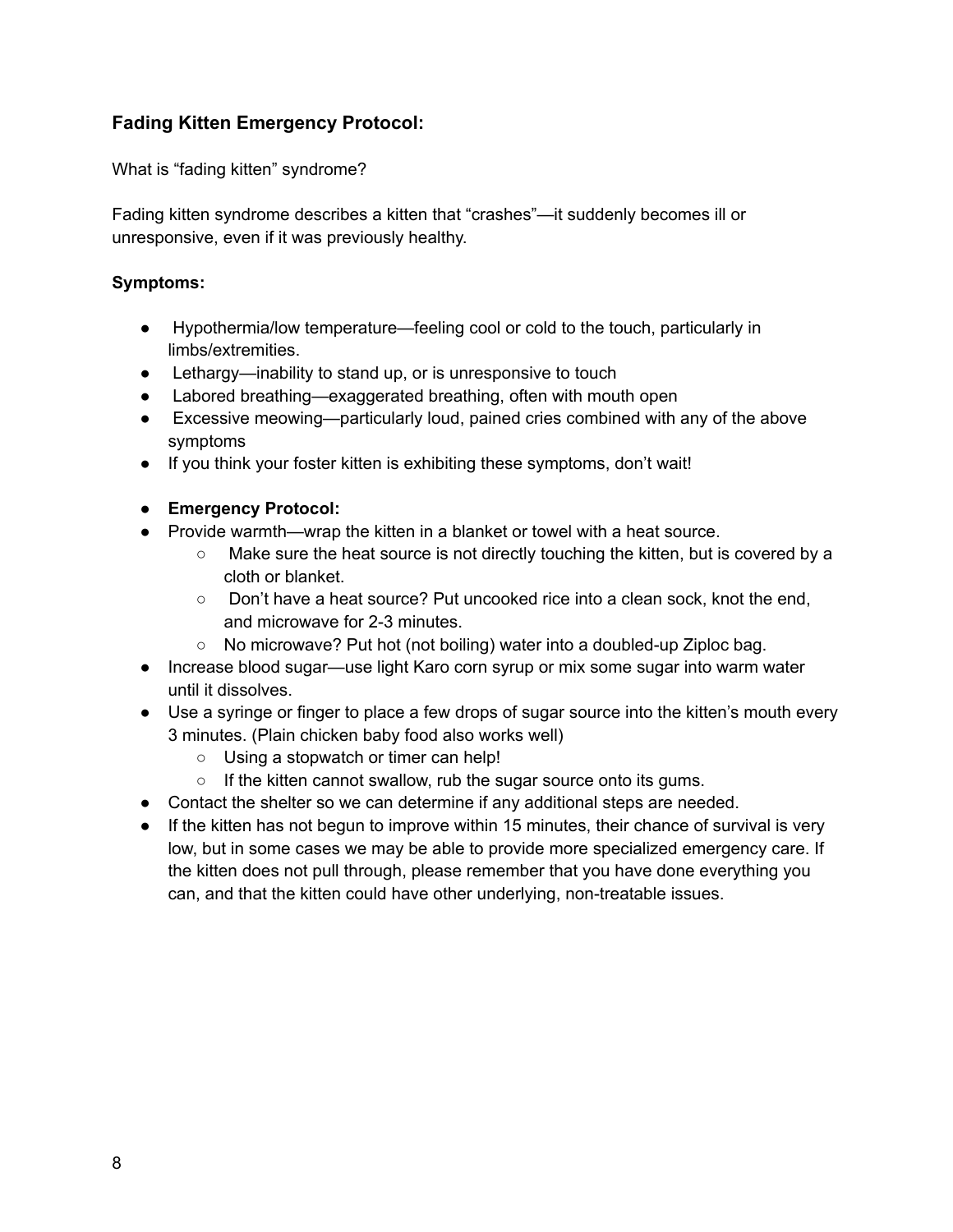### **Fading Kitten Emergency Protocol:**

What is "fading kitten" syndrome?

Fading kitten syndrome describes a kitten that "crashes"—it suddenly becomes ill or unresponsive, even if it was previously healthy.

**Symptoms:**

- Hypothermia/low temperature—feeling cool or cold to the touch, particularly in limbs/extremities.
- Lethargy—inability to stand up, or is unresponsive to touch
- Labored breathing—exaggerated breathing, often with mouth open
- Excessive meowing—particularly loud, pained cries combined with any of the above symptoms
- If you think your foster kitten is exhibiting these symptoms, don't wait!

- **Emergency Protocol:**
- Provide warmth—wrap the kitten in a blanket or towel with a heat source.
  - Make sure the heat source is not directly touching the kitten, but is covered by a cloth or blanket.
  - Don't have a heat source? Put uncooked rice into a clean sock, knot the end, and microwave for 2-3 minutes.
  - No microwave? Put hot (not boiling) water into a doubled-up Ziploc bag.
- Increase blood sugar—use light Karo corn syrup or mix some sugar into warm water until it dissolves.
- Use a syringe or finger to place a few drops of sugar source into the kitten's mouth every 3 minutes. (Plain chicken baby food also works well)
  - Using a stopwatch or timer can help!
  - If the kitten cannot swallow, rub the sugar source onto its gums.
- Contact the shelter so we can determine if any additional steps are needed.
- If the kitten has not begun to improve within 15 minutes, their chance of survival is very low, but in some cases we may be able to provide more specialized emergency care. If the kitten does not pull through, please remember that you have done everything you can, and that the kitten could have other underlying, non-treatable issues.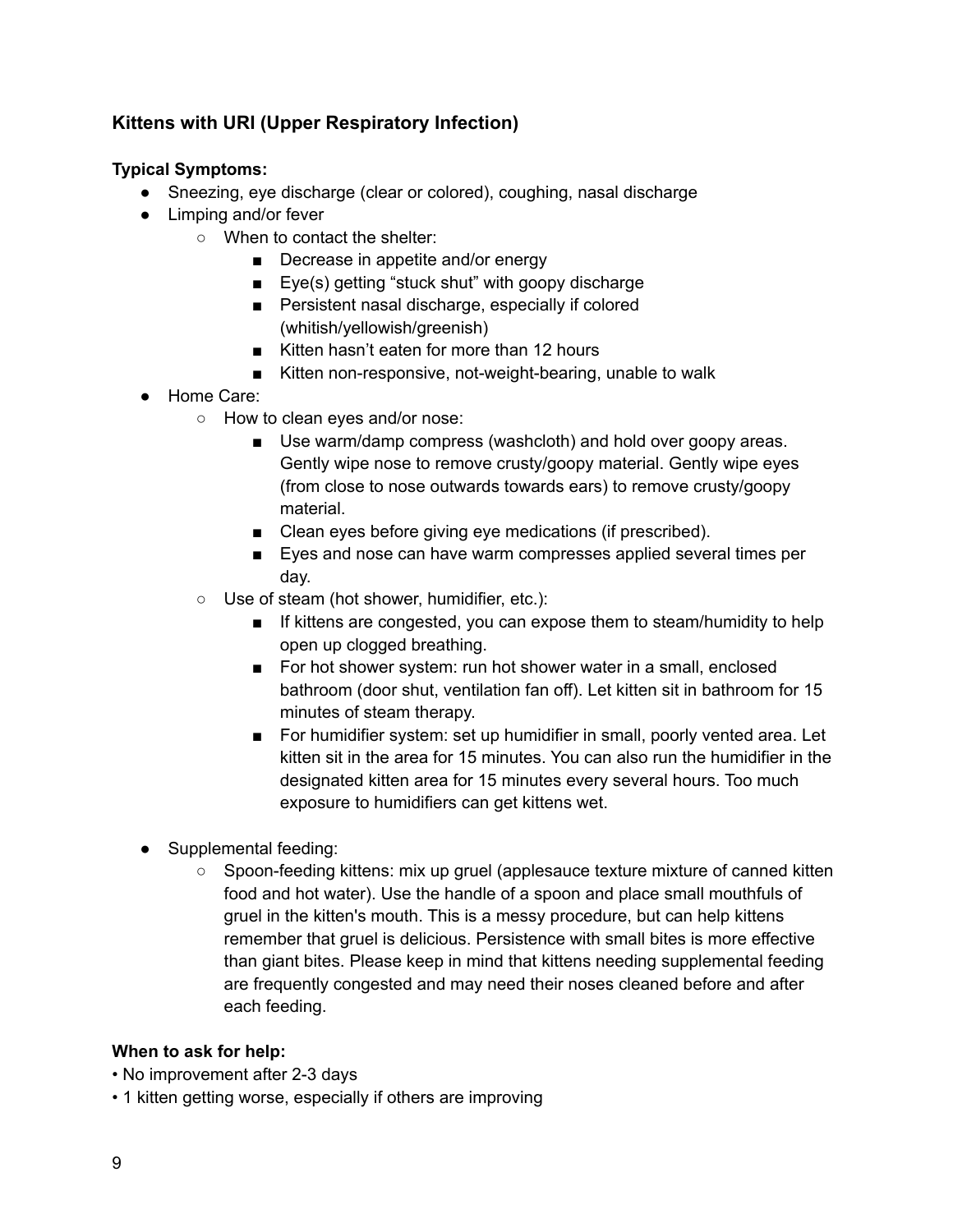### Kittens with URI (Upper Respiratory Infection)

**Typical Symptoms:**

- Sneezing, eye discharge (clear or colored), coughing, nasal discharge
- Limping and/or fever
  - When to contact the shelter:
    - Decrease in appetite and/or energy
    - Eye(s) getting "stuck shut" with goopy discharge
    - Persistent nasal discharge, especially if colored (whitish/yellowish/greenish)
    - Kitten hasn't eaten for more than 12 hours
    - Kitten non-responsive, not-weight-bearing, unable to walk
- Home Care:
  - How to clean eyes and/or nose:
    - Use warm/damp compress (washcloth) and hold over goopy areas. Gently wipe nose to remove crusty/goopy material. Gently wipe eyes (from close to nose outwards towards ears) to remove crusty/goopy material.
    - Clean eyes before giving eye medications (if prescribed).
    - Eyes and nose can have warm compresses applied several times per day.
  - Use of steam (hot shower, humidifier, etc.):
    - If kittens are congested, you can expose them to steam/humidity to help open up clogged breathing.
    - For hot shower system: run hot shower water in a small, enclosed bathroom (door shut, ventilation fan off). Let kitten sit in bathroom for 15 minutes of steam therapy.
    - For humidifier system: set up humidifier in small, poorly vented area. Let kitten sit in the area for 15 minutes. You can also run the humidifier in the designated kitten area for 15 minutes every several hours. Too much exposure to humidifiers can get kittens wet.
- Supplemental feeding:
  - Spoon-feeding kittens: mix up gruel (applesauce texture mixture of canned kitten food and hot water). Use the handle of a spoon and place small mouthfuls of gruel in the kitten's mouth. This is a messy procedure, but can help kittens remember that gruel is delicious. Persistence with small bites is more effective than giant bites. Please keep in mind that kittens needing supplemental feeding are frequently congested and may need their noses cleaned before and after each feeding.

**When to ask for help:**

- No improvement after 2-3 days
- 1 kitten getting worse, especially if others are improving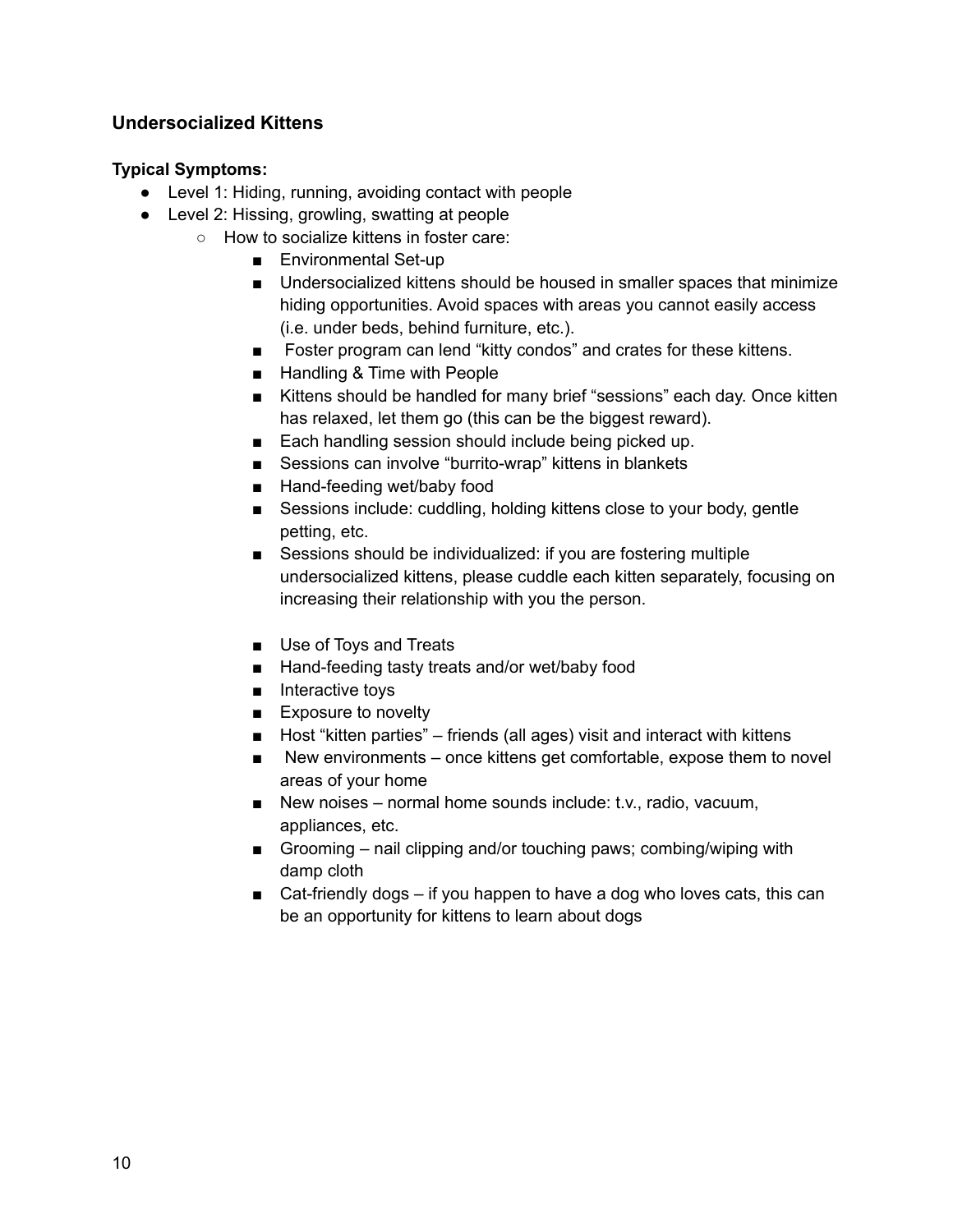### Undersocialized Kittens

**Typical Symptoms:**

- Level 1: Hiding, running, avoiding contact with people
- Level 2: Hissing, growling, swatting at people
  - How to socialize kittens in foster care:
    - Environmental Set-up
    - Undersocialized kittens should be housed in smaller spaces that minimize hiding opportunities. Avoid spaces with areas you cannot easily access (i.e. under beds, behind furniture, etc.).
    - Foster program can lend "kitty condos" and crates for these kittens.
    - Handling & Time with People
    - Kittens should be handled for many brief "sessions" each day. Once kitten has relaxed, let them go (this can be the biggest reward).
    - Each handling session should include being picked up.
    - Sessions can involve "burrito-wrap" kittens in blankets
    - Hand-feeding wet/baby food
    - Sessions include: cuddling, holding kittens close to your body, gentle petting, etc.
    - Sessions should be individualized: if you are fostering multiple undersocialized kittens, please cuddle each kitten separately, focusing on increasing their relationship with you the person.

    - Use of Toys and Treats
    - Hand-feeding tasty treats and/or wet/baby food
    - Interactive toys
    - Exposure to novelty
    - Host "kitten parties" – friends (all ages) visit and interact with kittens
    - New environments – once kittens get comfortable, expose them to novel areas of your home
    - New noises – normal home sounds include: t.v., radio, vacuum, appliances, etc.
    - Grooming – nail clipping and/or touching paws; combing/wiping with damp cloth
    - Cat-friendly dogs – if you happen to have a dog who loves cats, this can be an opportunity for kittens to learn about dogs